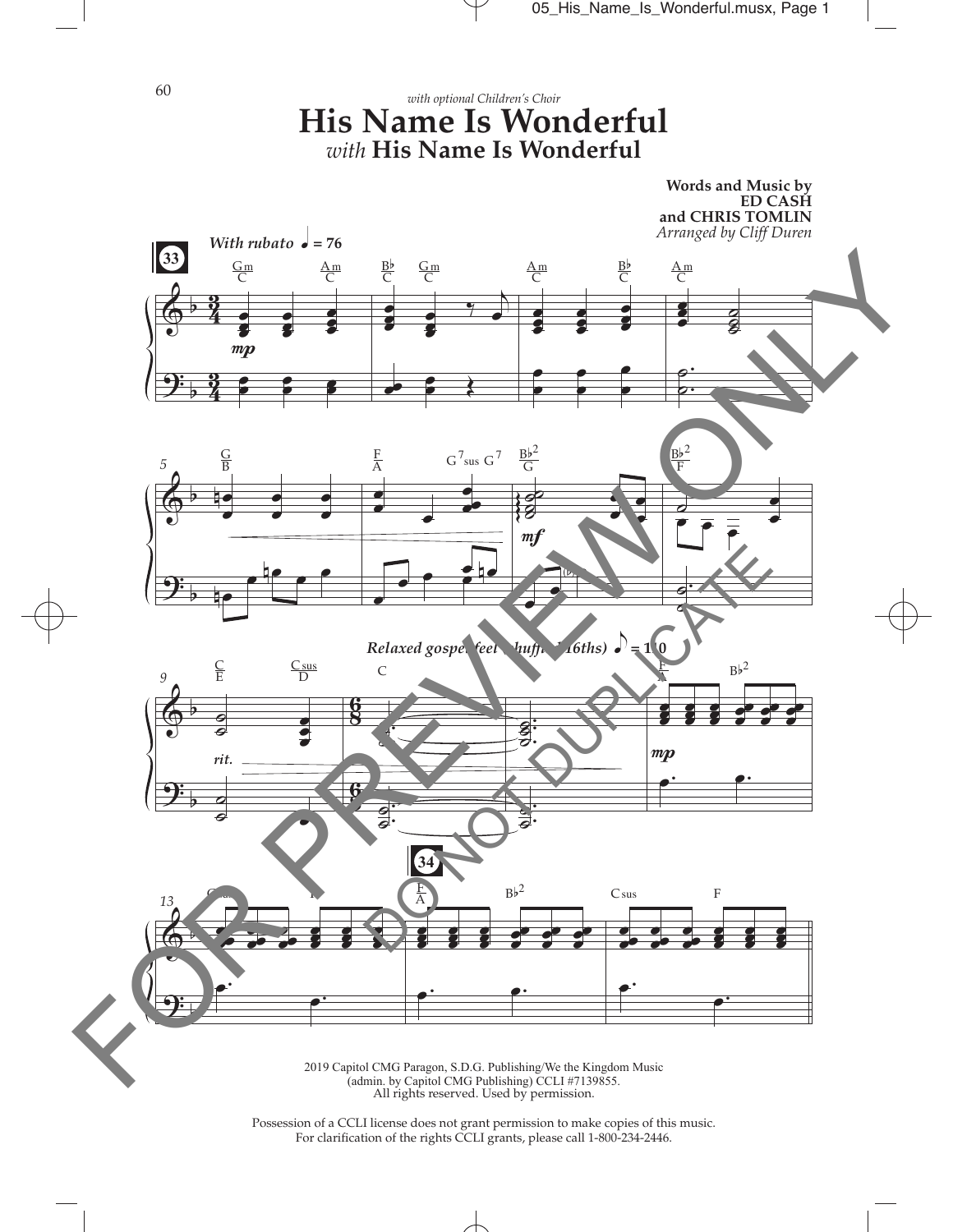*with optional Children's Choir*

# His Name Is Wonderful

## *with* His Name Is Wonderful

**Words and Music by**
**ED CASH**
**and CHRIS TOMLIN**
*Arranged by Cliff Duren*

*With rubato* ♩ = 76

*Relaxed gospel feel (shuffled 16ths)* ♪ = 110

2019 Capitol CMG Paragon, S.D.G. Publishing/We the Kingdom Music
(admin. by Capitol CMG Publishing) CCLI #7139855.
All rights reserved. Used by permission.

Possession of a CCLI license does not grant permission to make copies of this music.
For clarification of the rights CCLI grants, please call 1-800-234-2446.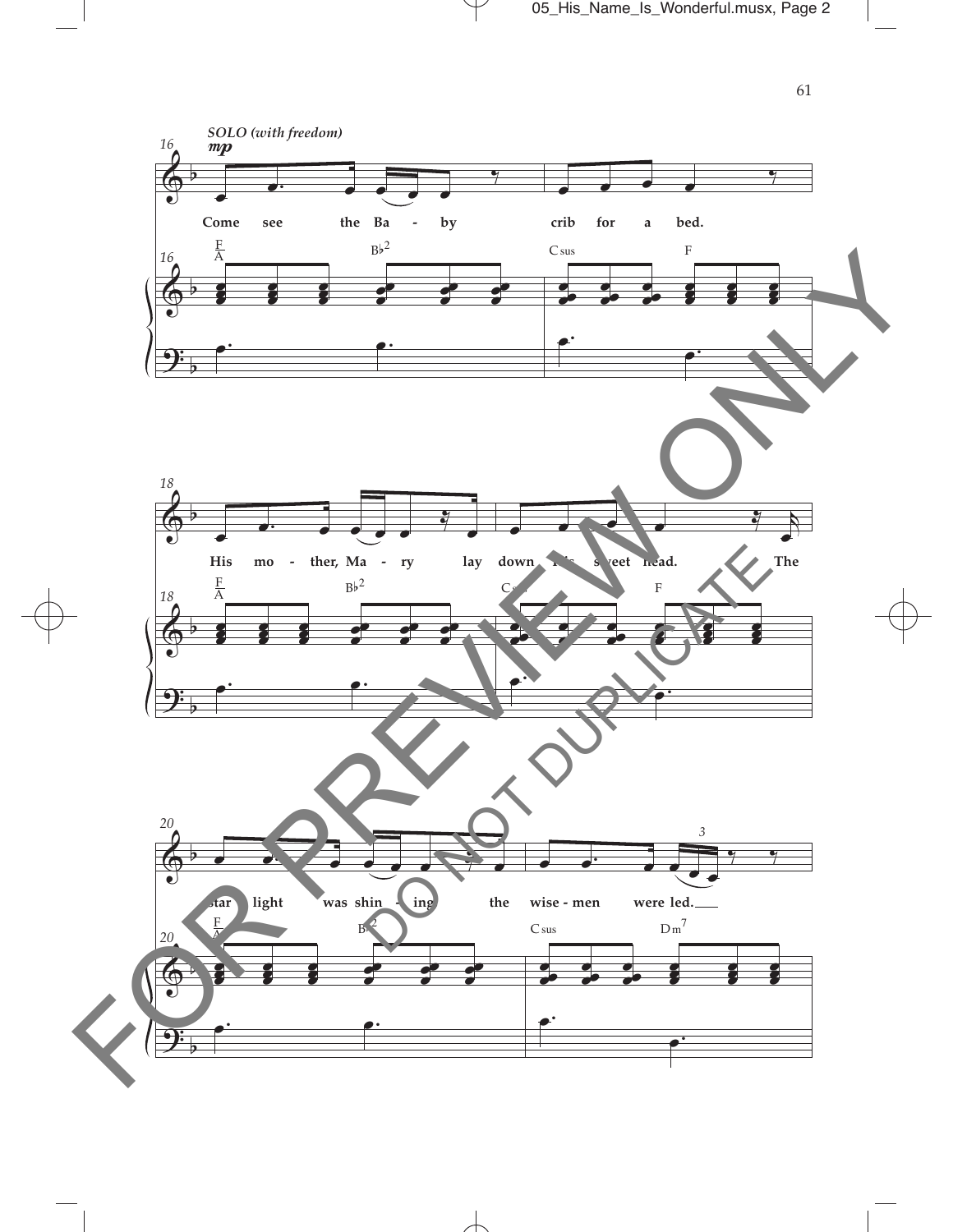*SOLO (with freedom)*

*mp*

16

Come see the Ba - by crib for a bed.

F/A B♭2 Csus F

18

His mo - ther, Ma - ry lay down His sweet head. The

F/A B♭2 Csus F

20

star light was shin - ing the wise - men were led.

F/A B♭2 Csus Dm7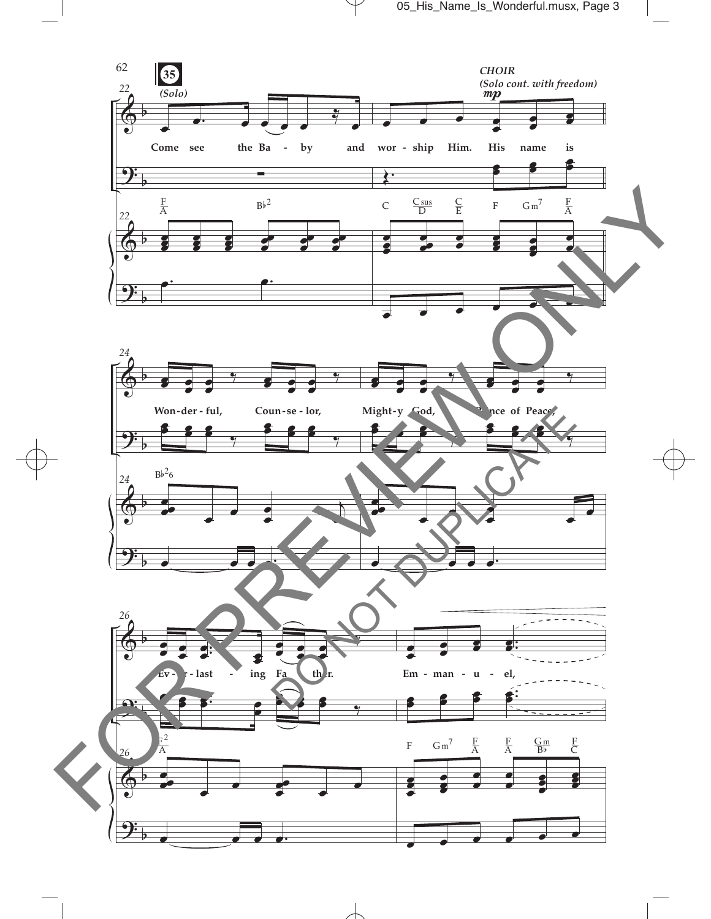**35**

*(Solo)*

Come see the Ba - by and wor - ship Him.

*CHOIR*
*(Solo cont. with freedom)*
*mp*

His name is

Won - der - ful, Coun - se - lor, Might - y God, Prince of Peace,

Ev - er - last - ing Fa - ther.

Em - man - u - el,

FOR PREVIEW ONLY
DO NOT DUPLICATE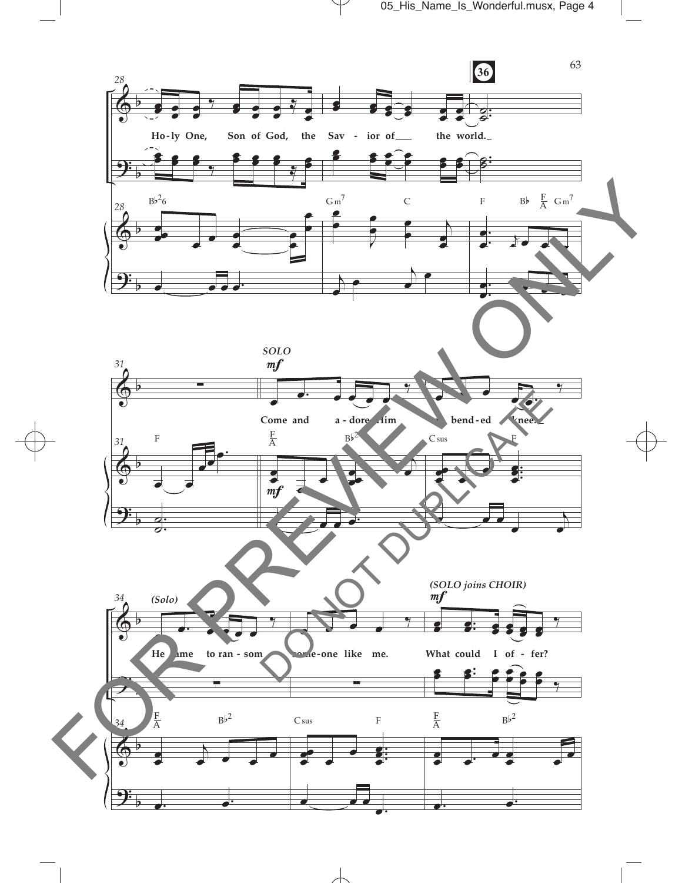**36**

28

Ho-ly One, Son of God, the Sav - ior of ___ the world. _

B♭2 6 G m7 C F B♭ F/A G m7

31

*SOLO*

*mf*

Come and a - dore Him bend - ed knee. _

F F/A B♭2 C sus F

34

*(Solo)*

He came to ran - som some-one like me.

*(SOLO joins CHOIR)*

*mf*

What could I of - fer?

F/A B♭2 C sus F F/A B♭2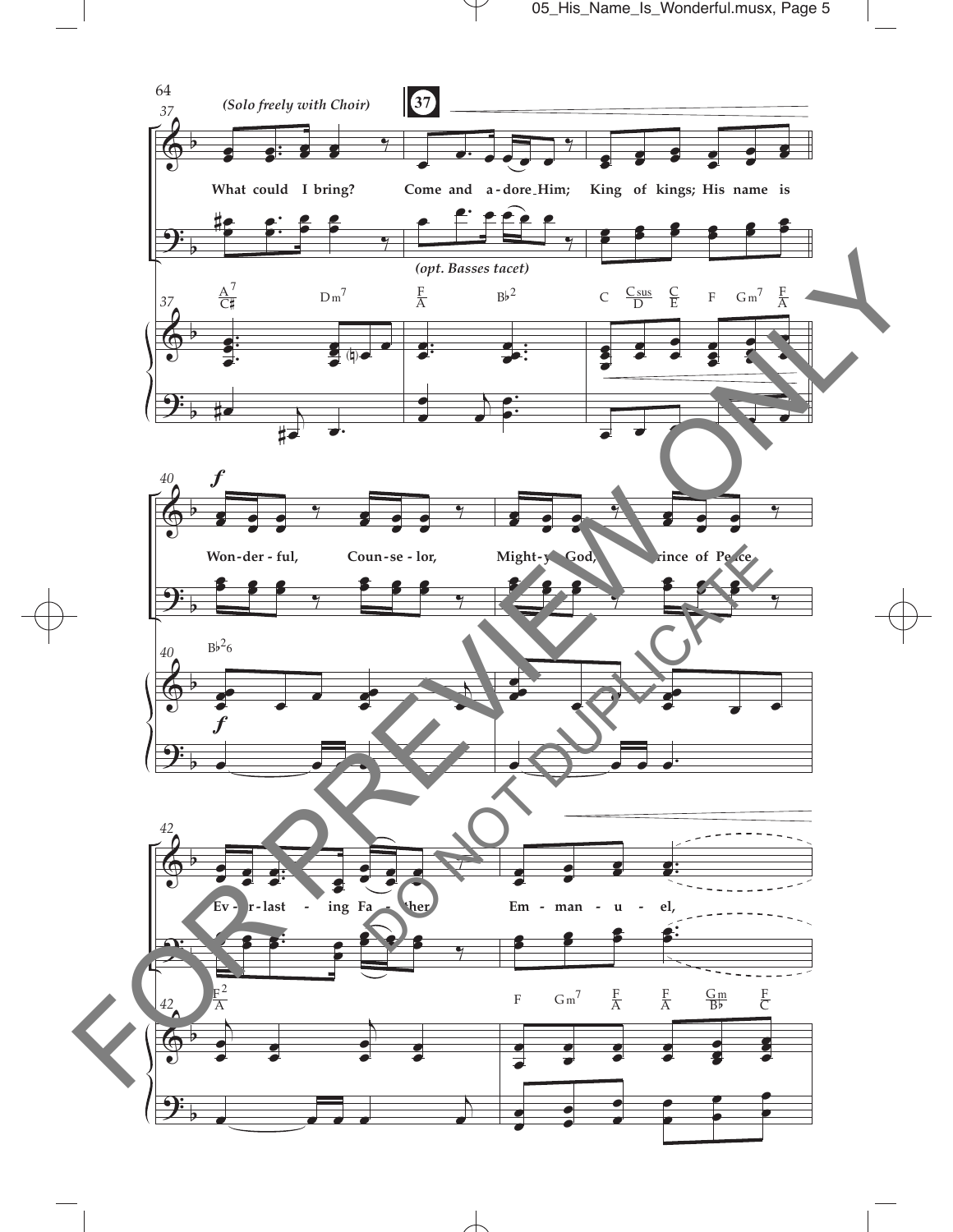*(Solo freely with Choir)*

**37**

What could I bring? Come and a - dore Him; King of kings; His name is

*(opt. Basses tacet)*

A7/C♯ Dm7 F/A B♭2 C Csus/D C/E F Gm7 F/A

***f***

Won - der - ful, Coun - se - lor, Might - y God, Prince of Peace,

B♭2 6

Ev - er - last - ing Fa - ther, Em - man - u - el,

F2/A F Gm7 F/A F/A Gm/B♭ F/C

FOR PREVIEW ONLY
DO NOT DUPLICATE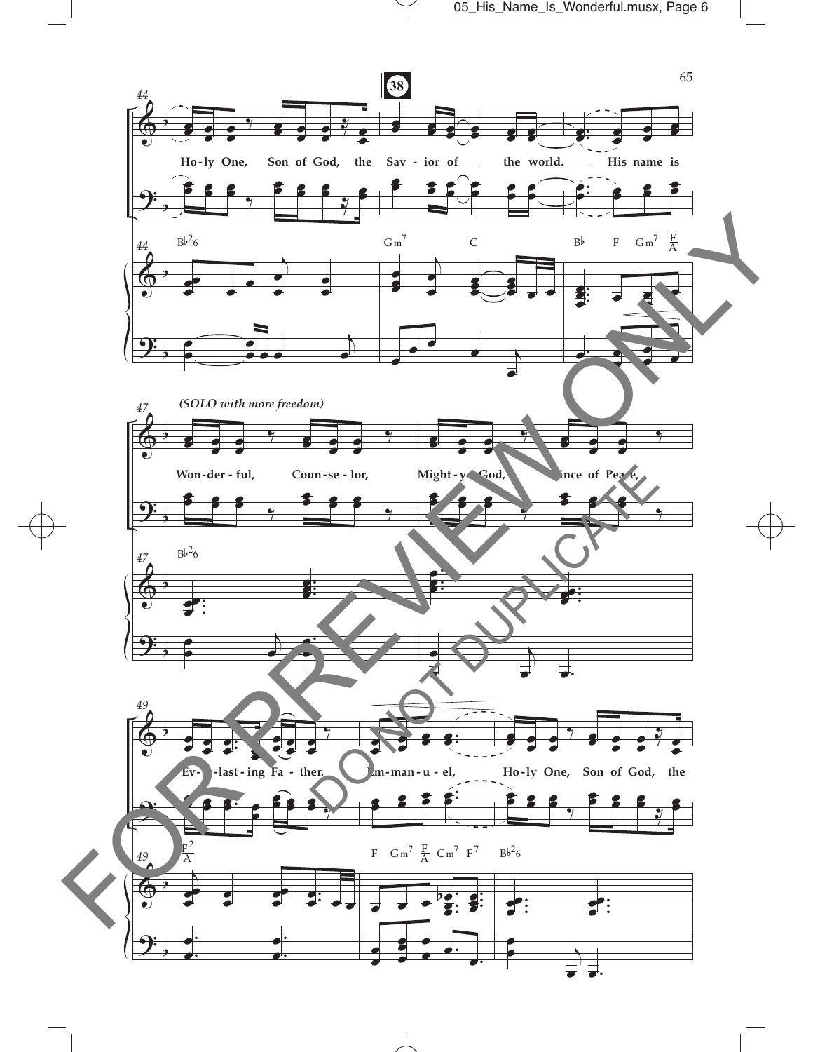38

(SOLO with more freedom)

Ho-ly One, Son of God, the Sav - ior of the world. His name is

Bb2 6 Gm7 C Bb F Gm7 F/A

Won-der - ful, Coun-se - lor, Might-y God, Prince of Peace,

Bb2 6

Ev-er-last-ing Fa - ther. Em-man-u - el, Ho-ly One, Son of God, the

F2/A F Gm7 F/A Cm7 F7 Bb2 6

FOR PREVIEW ONLY

DO NOT DUPLICATE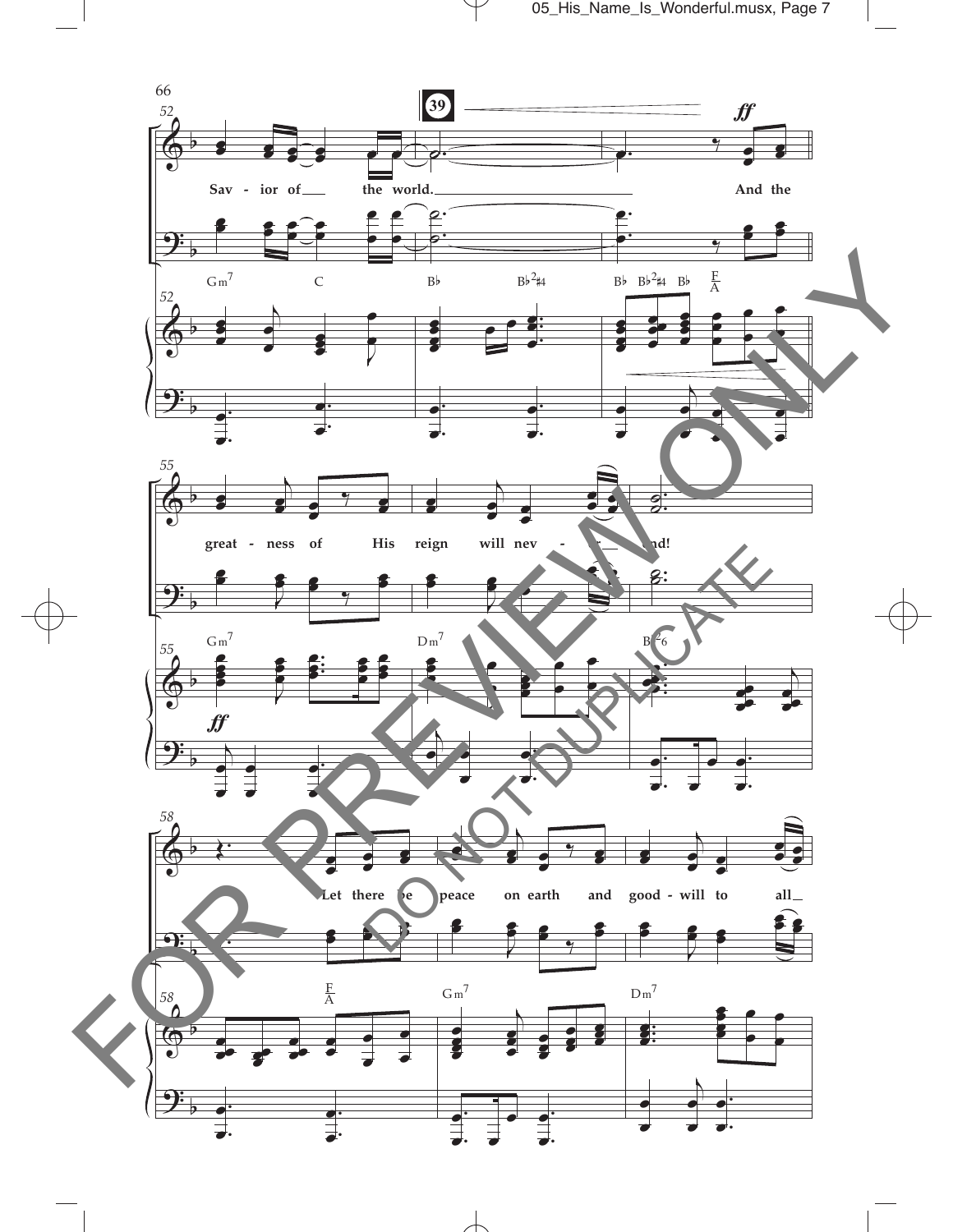Savior of the world. And the

great - ness of His reign will nev - er end!

Let there be peace on earth and good - will to all

FOR PREVIEW ONLY

DO NOT DUPLICATE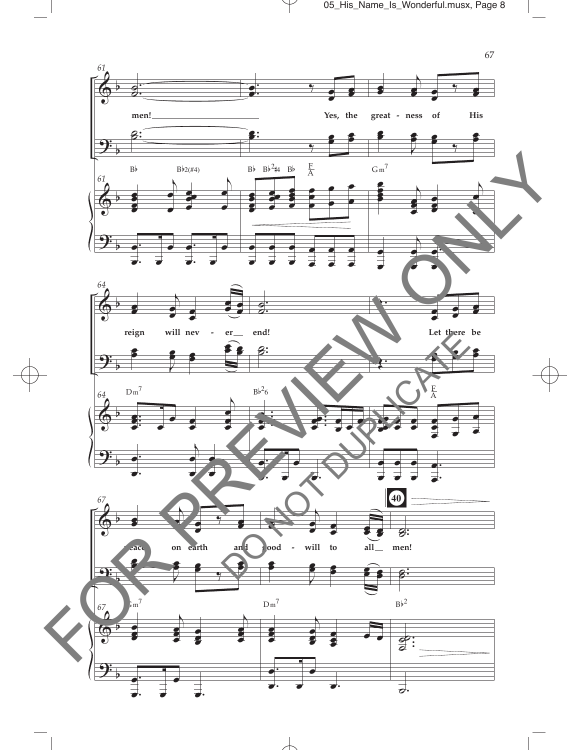61

men! ___ Yes, the great - ness of His

B♭ B♭2(♯4) B♭ B♭2♯4 B♭ F/A Gm7

64

reign will nev - er ___ end! Let there be

Dm7 B♭2 6 F/A

67

peace on earth and good - will to all ___ men!

**40**

Gm7 Dm7 B♭2

FOR PREVIEW ONLY

DO NOT DUPLICATE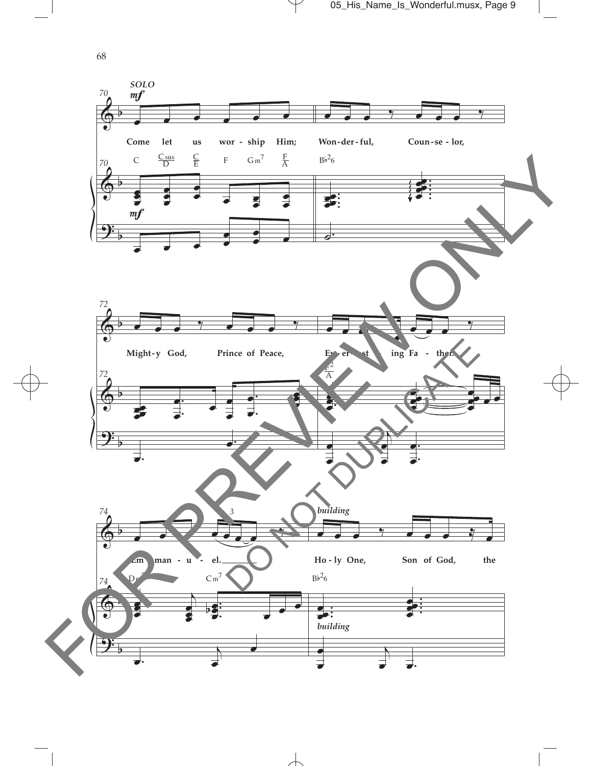*SOLO*

*mf*

70

Come let us wor - ship Him; Won - der - ful, Coun - se - lor,

C $\frac{\text{Csus}}{\text{D}}$ $\frac{\text{C}}{\text{E}}$ F Gm$^{7}$ $\frac{\text{F}}{\text{A}}$ B♭$^{2}$6

*mf*

72

Might - y God, Prince of Peace, Ev - er - last - ing Fa - ther.

$\frac{\text{F}^{2}}{\text{A}}$

74

Em - man - u - el. Ho - ly One, Son of God, the

*building*

Dm$^{7}$ Cm$^{7}$ B♭$^{2}$6

*building*

FOR PREVIEW ONLY

DO NOT DUPLICATE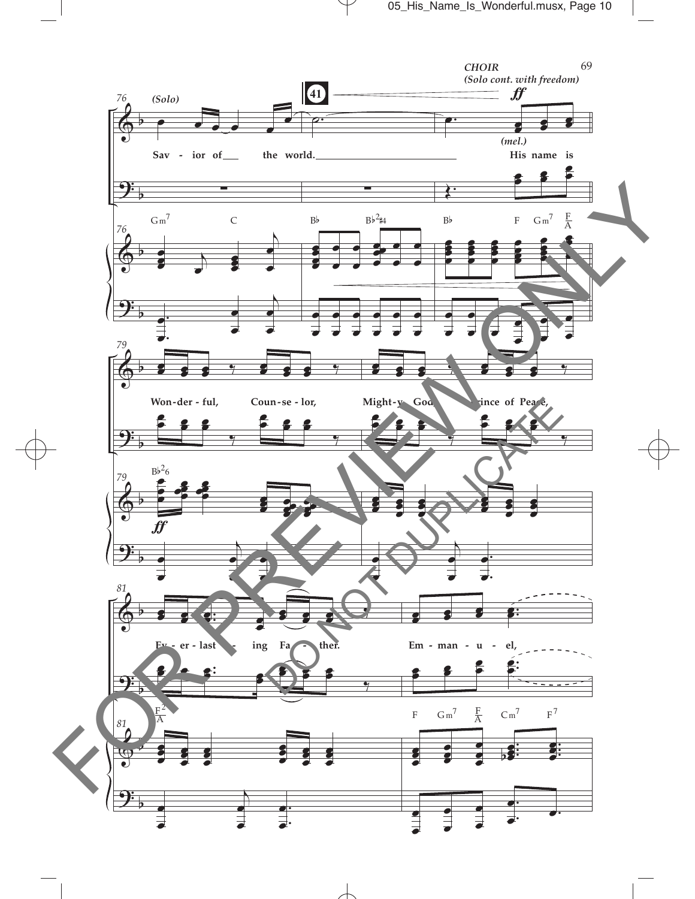*CHOIR*
*(Solo cont. with freedom)*

(Solo)

Sav - ior of the world.

*(mel.)*

His name is

Won-der - ful, Coun-se - lor, Might-y God, Prince of Peace,

Ev - er - last - ing Fa - ther.

Em - man - u - el,

FOR PREVIEW ONLY
DO NOT DUPLICATE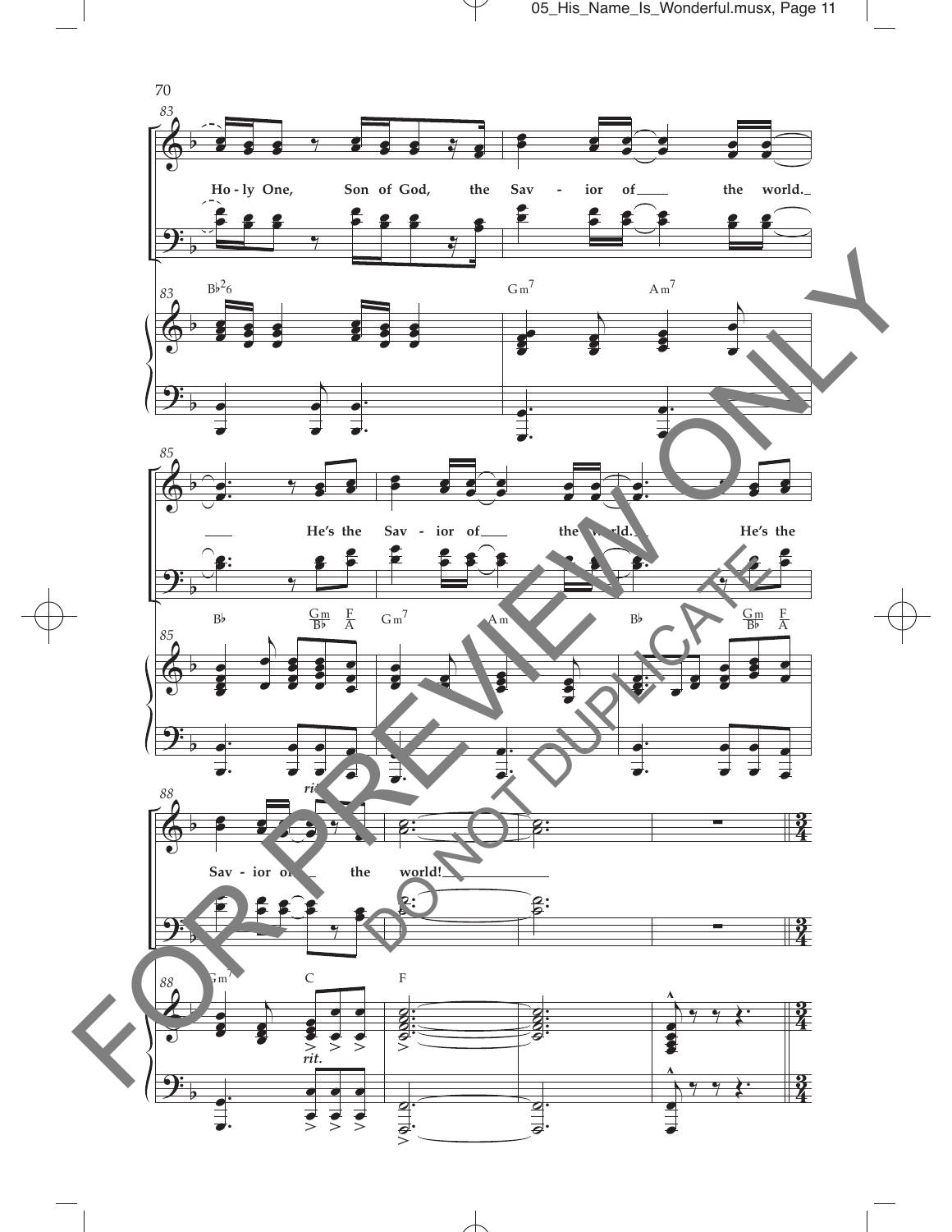Ho - ly One, Son of God, the Sav - ior of the world.

He's the Sav - ior of the world. He's the

Sav - ior of the world!

FOR PREVIEW ONLY

DO NOT DUPLICATE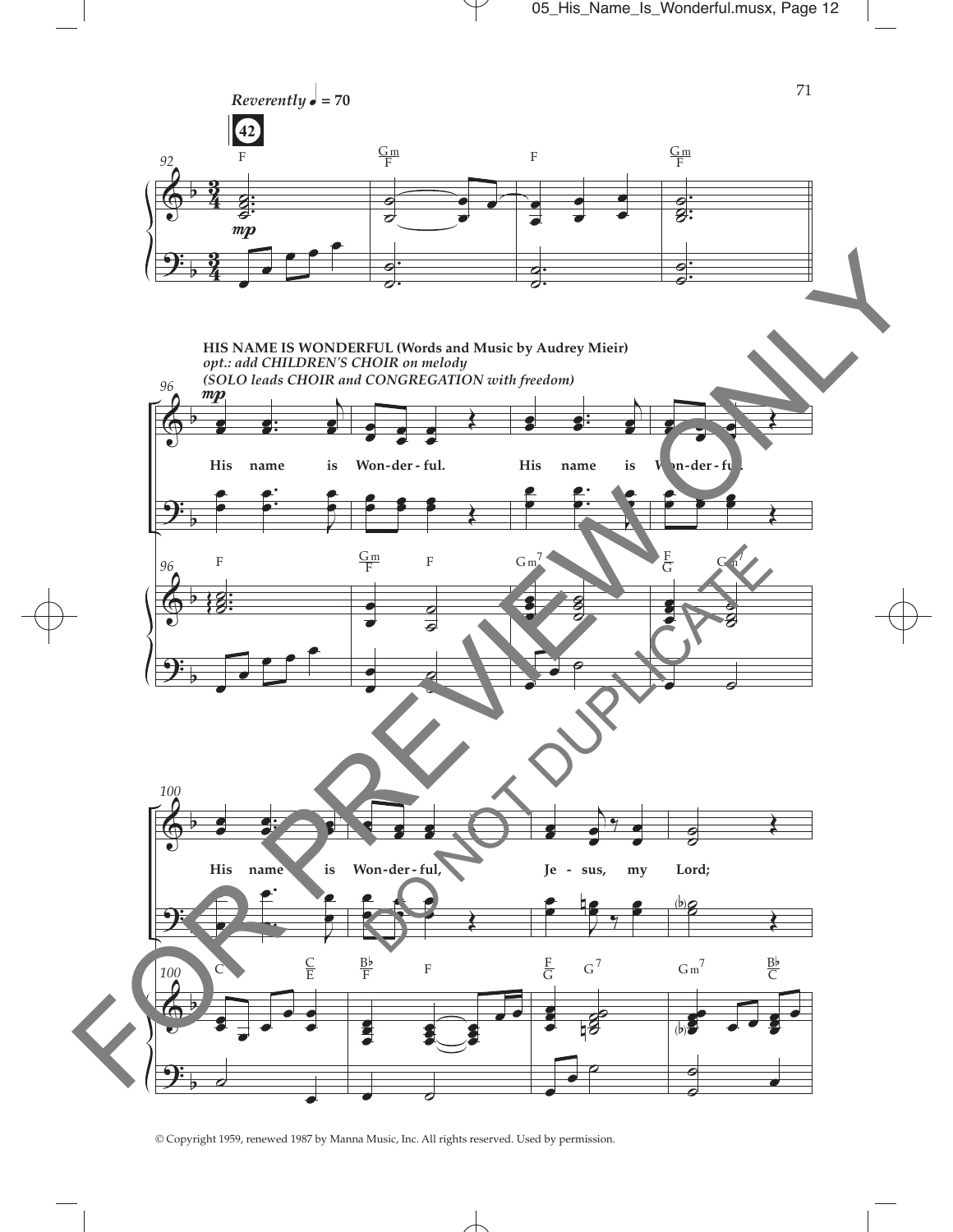*Reverently* ♩ = 70

42

HIS NAME IS WONDERFUL (Words and Music by Audrey Mieir)

*opt.: add CHILDREN'S CHOIR on melody*

*(SOLO leads CHOIR and CONGREGATION with freedom)*

His name is Won-der-ful. His name is Won-der-ful.

His name is Won-der-ful, Je-sus, my Lord;

FOR PREVIEW ONLY

DO NOT DUPLICATE

© Copyright 1959, renewed 1987 by Manna Music, Inc. All rights reserved. Used by permission.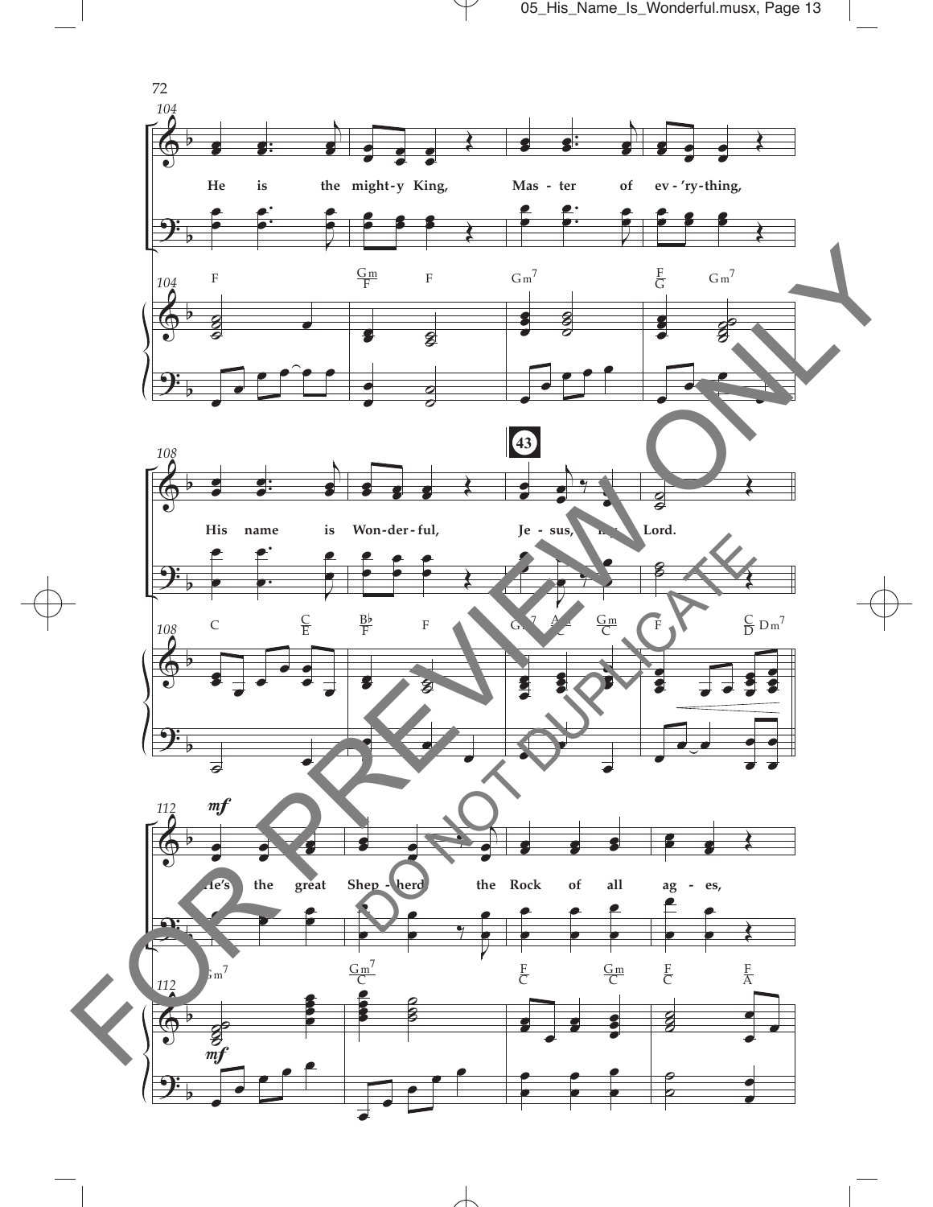He is the mighty King, Master of ev'ry-thing,

His name is Wonderful, Jesus, my Lord.

He's the great Shepherd, the Rock of all ages,

FOR PREVIEW ONLY

DO NOT DUPLICATE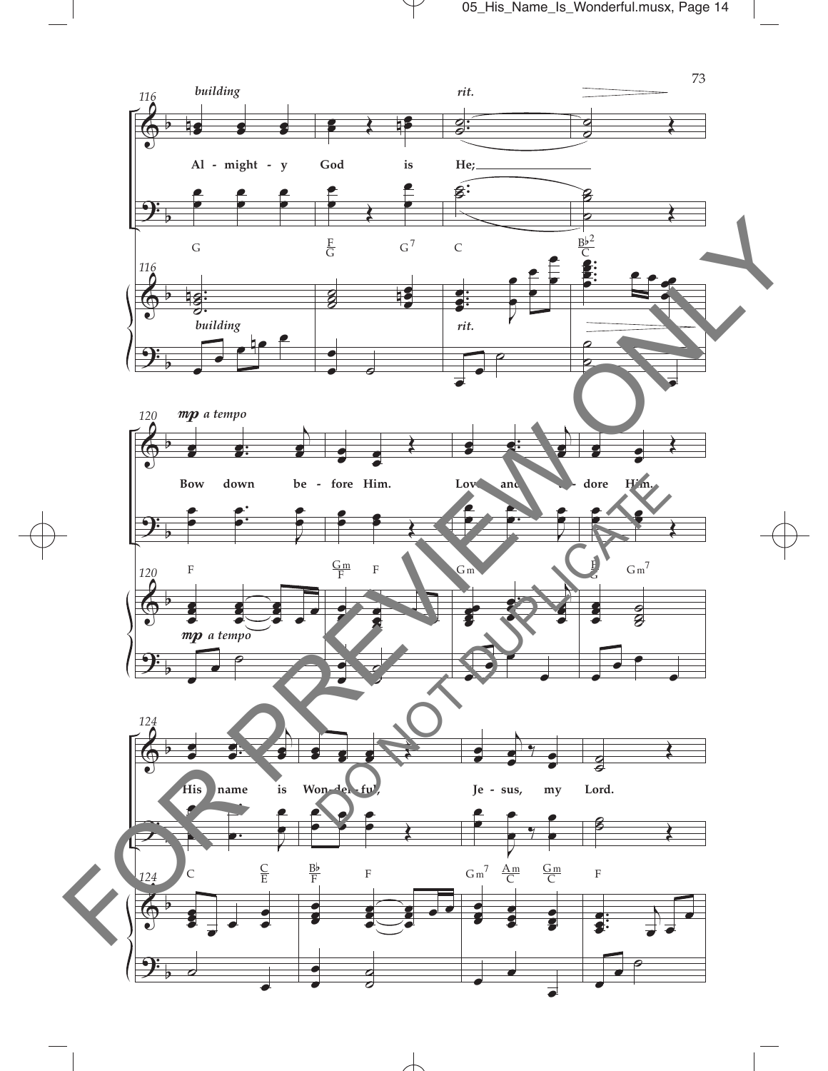*building* *rit.*

Al - might - y God is He;

G $\frac{F}{G}$ G[7] C $\frac{B\flat^2}{C}$

*building* *rit.*

***mp*** *a tempo*

Bow down be - fore Him. Love and a - dore Him.

F $\frac{Gm}{F}$ F Gm $\frac{F}{G}$ Gm[7]

***mp*** *a tempo*

His name is Won - der - ful, Je - sus, my Lord.

C $\frac{C}{E}$ $\frac{B\flat}{F}$ F Gm[7] $\frac{Am}{C}$ $\frac{Gm}{C}$ F

FOR PREVIEW ONLY

DO NOT DUPLICATE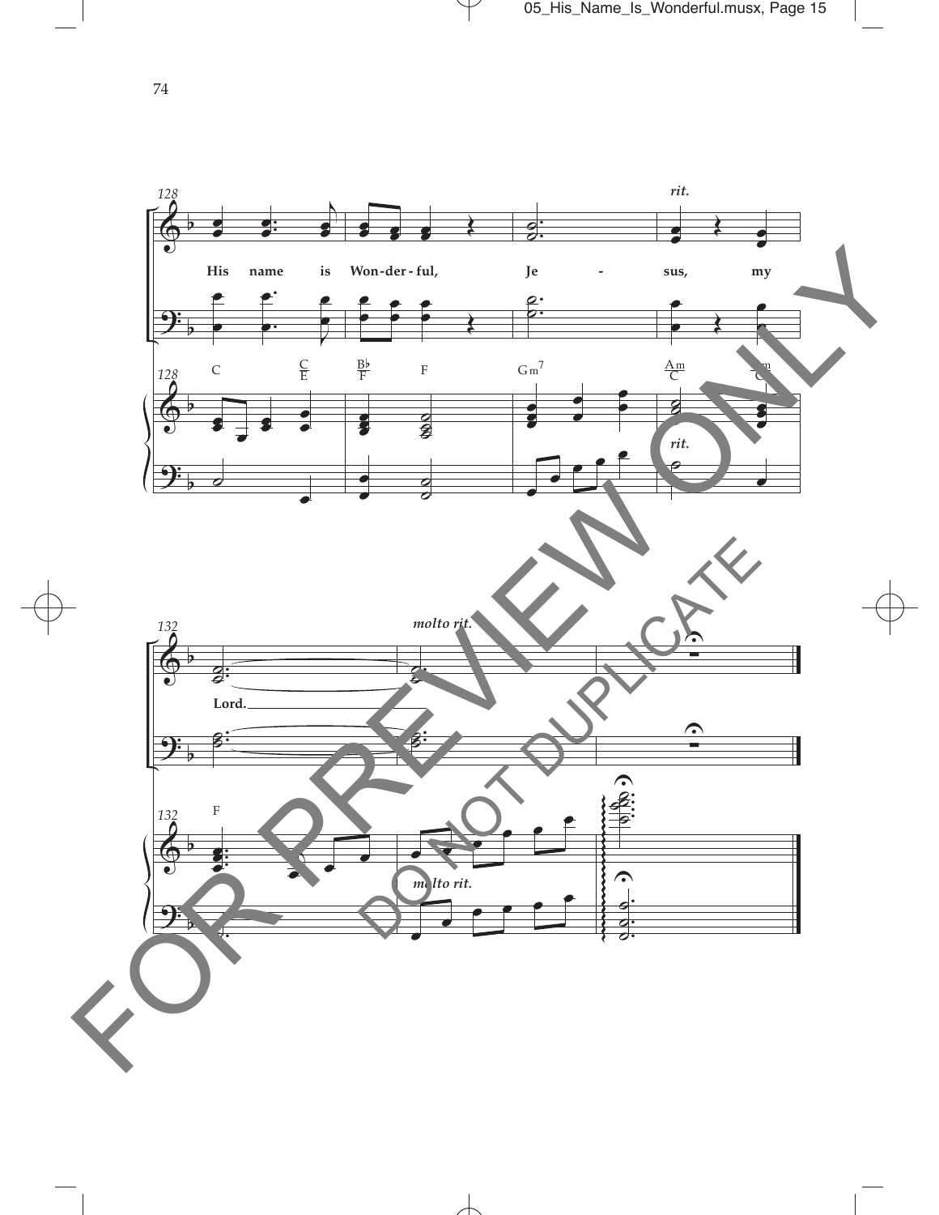128

*rit.*

His name is Won-der-ful, Je - sus, my

C  C/E  B♭/F  F  Gm7  Am/C  Am/C

*rit.*

132

*molto rit.*

Lord.

F

*molto rit.*